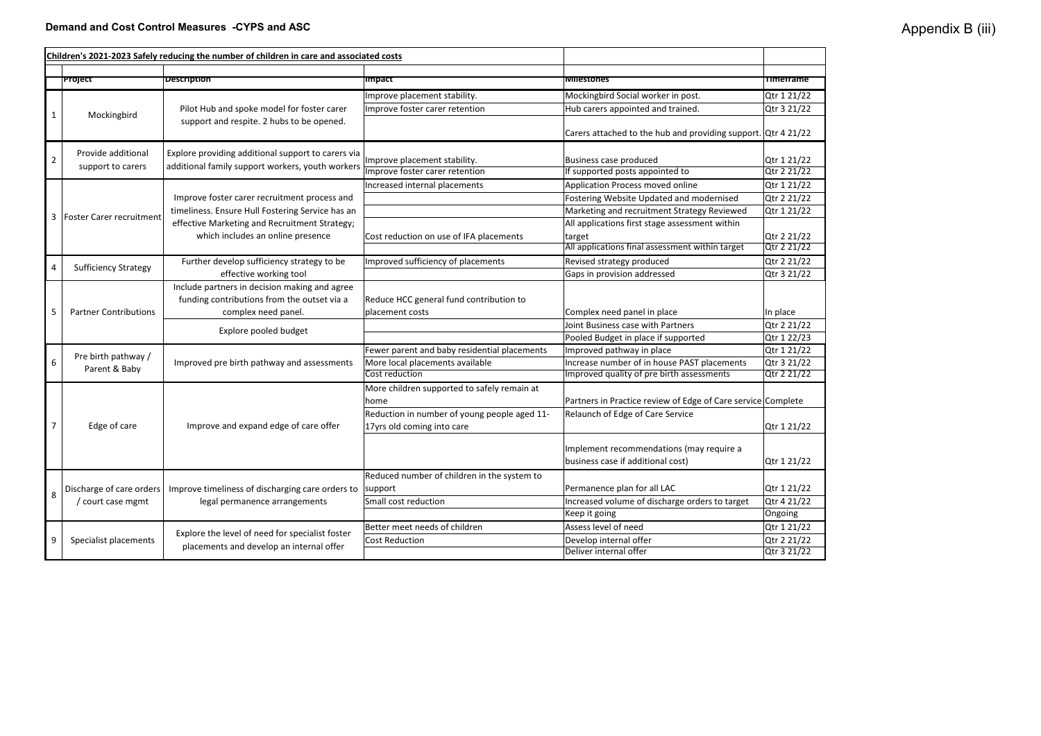# Demand and Cost Control Measures -CYPS and ASC

Appendix B (iii)

**Children's 2021-2023 Safely reducing the number of children in care and associated costs**

| | Project | Description | Impact | Milestones | Timeframe |
|---|---|---|---|---|---|
| 1 | Mockingbird | Pilot Hub and spoke model for foster carer support and respite. 2 hubs to be opened. | Improve placement stability. | Mockingbird Social worker in post. | Qtr 1 21/22 |
| | | | Improve foster carer retention | Hub carers appointed and trained. | Qtr 3 21/22 |
| | | | | Carers attached to the hub and providing support. | Qtr 4 21/22 |
| 2 | Provide additional support to carers | Explore providing additional support to carers via additional family support workers, youth workers | Improve placement stability. | Business case produced | Qtr 1 21/22 |
| | | | Improve foster carer retention | If supported posts appointed to | Qtr 2 21/22 |
| 3 | Foster Carer recruitment | Improve foster carer recruitment process and timeliness. Ensure Hull Fostering Service has an effective Marketing and Recruitment Strategy; which includes an online presence | Increased internal placements | Application Process moved online | Qtr 1 21/22 |
| | | | | Fostering Website Updated and modernised | Qtr 2 21/22 |
| | | | | Marketing and recruitment Strategy Reviewed | Qtr 1 21/22 |
| | | | Cost reduction on use of IFA placements | All applications first stage assessment within target | Qtr 2 21/22 |
| | | | | All applications final assessment within target | Qtr 2 21/22 |
| 4 | Sufficiency Strategy | Further develop sufficiency strategy to be effective working tool | Improved sufficiency of placements | Revised strategy produced | Qtr 2 21/22 |
| | | | | Gaps in provision addressed | Qtr 3 21/22 |
| 5 | Partner Contributions | Include partners in decision making and agree funding contributions from the outset via a complex need panel. | Reduce HCC general fund contribution to placement costs | Complex need panel in place | In place |
| | | Explore pooled budget | | Joint Business case with Partners | Qtr 2 21/22 |
| | | | | Pooled Budget in place if supported | Qtr 1 22/23 |
| 6 | Pre birth pathway / Parent & Baby | Improved pre birth pathway and assessments | Fewer parent and baby residential placements | Improved pathway in place | Qtr 1 21/22 |
| | | | More local placements available | Increase number of in house PAST placements | Qtr 3 21/22 |
| | | | Cost reduction | Improved quality of pre birth assessments | Qtr 2 21/22 |
| 7 | Edge of care | Improve and expand edge of care offer | More children supported to safely remain at home | Partners in Practice review of Edge of Care service | Complete |
| | | | Reduction in number of young people aged 11-17yrs old coming into care | Relaunch of Edge of Care Service | Qtr 1 21/22 |
| | | | | Implement recommendations (may require a business case if additional cost) | Qtr 1 21/22 |
| 8 | Discharge of care orders / court case mgmt | Improve timeliness of discharging care orders to legal permanence arrangements | Reduced number of children in the system to support | Permanence plan for all LAC | Qtr 1 21/22 |
| | | | Small cost reduction | Increased volume of discharge orders to target | Qtr 4 21/22 |
| | | | | Keep it going | Ongoing |
| 9 | Specialist placements | Explore the level of need for specialist foster placements and develop an internal offer | Better meet needs of children | Assess level of need | Qtr 1 21/22 |
| | | | Cost Reduction | Develop internal offer | Qtr 2 21/22 |
| | | | | Deliver internal offer | Qtr 3 21/22 |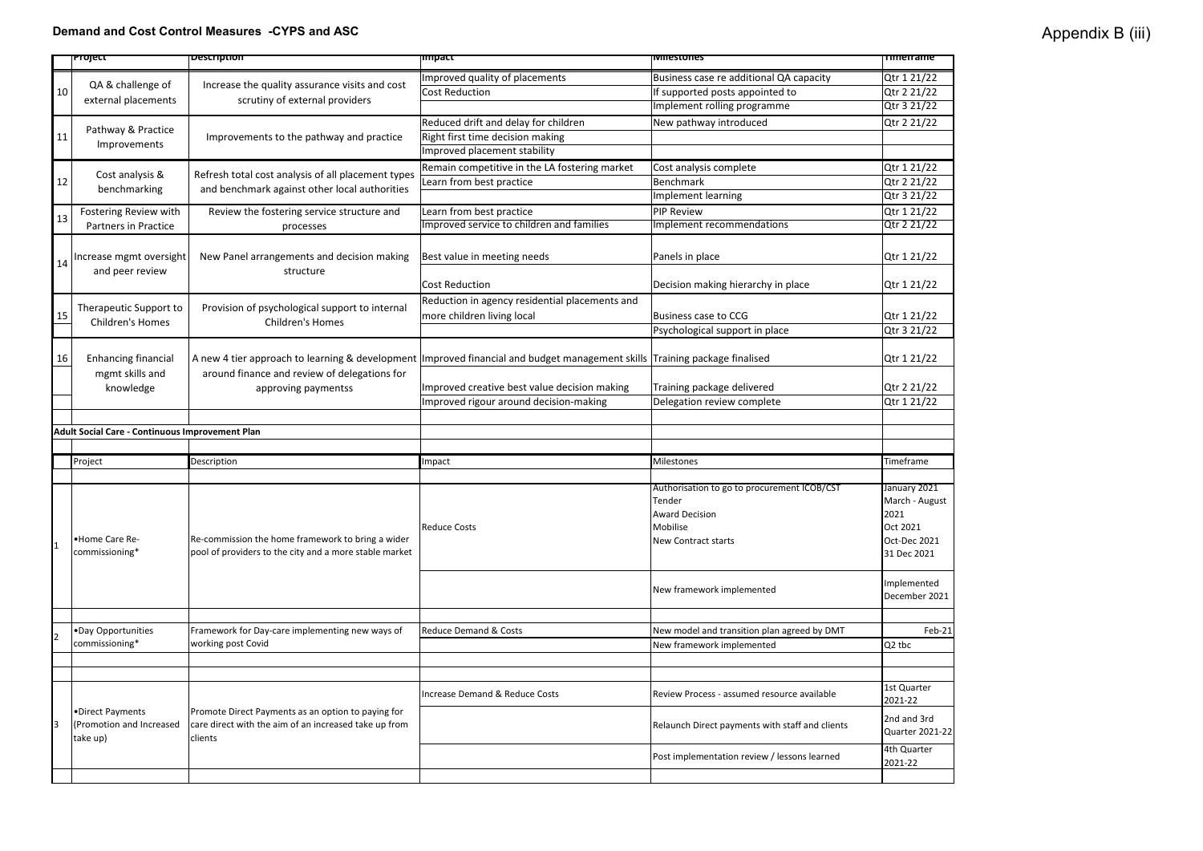# Demand and Cost Control Measures -CYPS and ASC

Appendix B (iii)

| | Project | Description | Impact | Milestones | Timeframe |
|---|---|---|---|---|---|
| 10 | QA & challenge of external placements | Increase the quality assurance visits and cost scrutiny of external providers | Improved quality of placements | Business case re additional QA capacity | Qtr 1 21/22 |
| | | | Cost Reduction | If supported posts appointed to | Qtr 2 21/22 |
| | | | | Implement rolling programme | Qtr 3 21/22 |
| 11 | Pathway & Practice Improvements | Improvements to the pathway and practice | Reduced drift and delay for children | New pathway introduced | Qtr 2 21/22 |
| | | | Right first time decision making | | |
| | | | Improved placement stability | | |
| 12 | Cost analysis & benchmarking | Refresh total cost analysis of all placement types and benchmark against other local authorities | Remain competitive in the LA fostering market | Cost analysis complete | Qtr 1 21/22 |
| | | | Learn from best practice | Benchmark | Qtr 2 21/22 |
| | | | | Implement learning | Qtr 3 21/22 |
| 13 | Fostering Review with Partners in Practice | Review the fostering service structure and processes | Learn from best practice | PIP Review | Qtr 1 21/22 |
| | | | Improved service to children and families | Implement recommendations | Qtr 2 21/22 |
| 14 | Increase mgmt oversight and peer review | New Panel arrangements and decision making structure | Best value in meeting needs | Panels in place | Qtr 1 21/22 |
| | | | Cost Reduction | Decision making hierarchy in place | Qtr 1 21/22 |
| 15 | Therapeutic Support to Children's Homes | Provision of psychological support to internal Children's Homes | Reduction in agency residential placements and more children living local | Business case to CCG | Qtr 1 21/22 |
| | | | | Psychological support in place | Qtr 3 21/22 |
| 16 | Enhancing financial mgmt skills and knowledge | A new 4 tier approach to learning & development around finance and review of delegations for approving paymentss | Improved financial and budget management skills | Training package finalised | Qtr 1 21/22 |
| | | | Improved creative best value decision making | Training package delivered | Qtr 2 21/22 |
| | | | Improved rigour around decision-making | Delegation review complete | Qtr 1 21/22 |

**Adult Social Care - Continuous Improvement Plan**

| | Project | Description | Impact | Milestones | Timeframe |
|---|---|---|---|---|---|
| 1 | •Home Care Re-commissioning* | Re-commission the home framework to bring a wider pool of providers to the city and a more stable market | Reduce Costs | Authorisation to go to procurement ICOB/CST<br>Tender<br>Award Decision<br>Mobilise<br>New Contract starts | January 2021<br>March - August 2021<br>Oct 2021<br>Oct-Dec 2021<br>31 Dec 2021 |
| | | | | New framework implemented | Implemented December 2021 |
| 2 | •Day Opportunities commissioning* | Framework for Day-care implementing new ways of working post Covid | Reduce Demand & Costs | New model and transition plan agreed by DMT | Feb-21 |
| | | | | New framework implemented | Q2 tbc |
| 3 | •Direct Payments (Promotion and Increased take up) | Promote Direct Payments as an option to paying for care direct with the aim of an increased take up from clients | Increase Demand & Reduce Costs | Review Process - assumed resource available | 1st Quarter 2021-22 |
| | | | | Relaunch Direct payments with staff and clients | 2nd and 3rd Quarter 2021-22 |
| | | | | Post implementation review / lessons learned | 4th Quarter 2021-22 |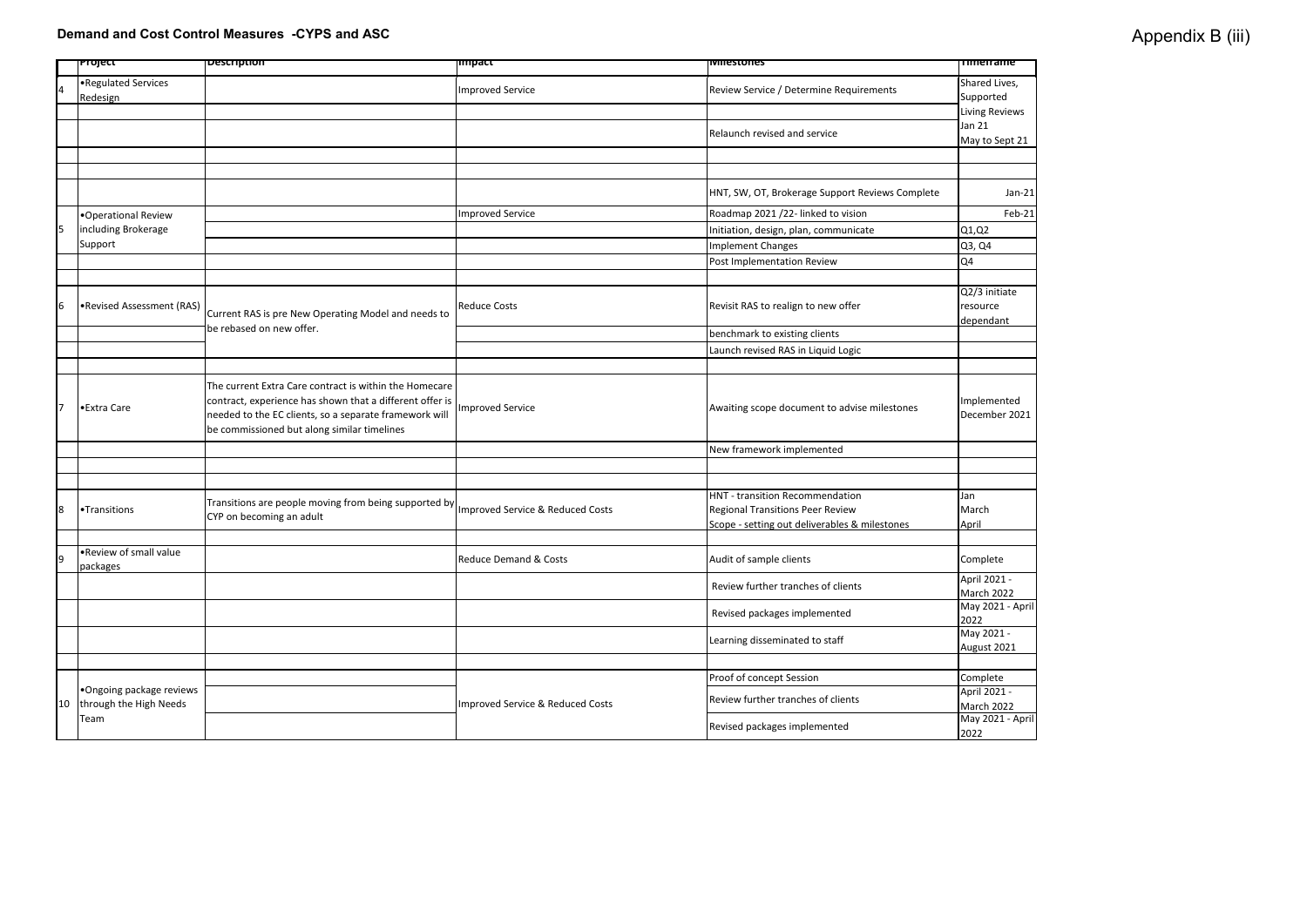## Demand and Cost Control Measures -CYPS and ASC

Appendix B (iii)

| | Project | Description | Impact | Milestones | Timeframe |
|---|---|---|---|---|---|
| 4 | •Regulated Services Redesign | | Improved Service | Review Service / Determine Requirements | Shared Lives, Supported Living Reviews Jan 21 |
| | | | | Relaunch revised and service | May to Sept 21 |
| | | | | | |
| | | | | | |
| | | | | HNT, SW, OT, Brokerage Support Reviews Complete | Jan-21 |
| 5 | •Operational Review including Brokerage Support | | Improved Service | Roadmap 2021 /22- linked to vision | Feb-21 |
| | | | | Initiation, design, plan, communicate | Q1,Q2 |
| | | | | Implement Changes | Q3, Q4 |
| | | | | Post Implementation Review | Q4 |
| | | | | | |
| 6 | •Revised Assessment (RAS) | Current RAS is pre New Operating Model and needs to be rebased on new offer. | Reduce Costs | Revisit RAS to realign to new offer | Q2/3 initiate resource dependant |
| | | | | benchmark to existing clients | |
| | | | | Launch revised RAS in Liquid Logic | |
| | | | | | |
| 7 | •Extra Care | The current Extra Care contract is within the Homecare contract, experience has shown that a different offer is needed to the EC clients, so a separate framework will be commissioned but along similar timelines | Improved Service | Awaiting scope document to advise milestones | Implemented December 2021 |
| | | | | New framework implemented | |
| | | | | | |
| | | | | | |
| 8 | •Transitions | Transitions are people moving from being supported by CYP on becoming an adult | Improved Service & Reduced Costs | HNT - transition Recommendation<br>Regional Transitions Peer Review<br>Scope - setting out deliverables & milestones | Jan<br>March<br>April |
| | | | | | |
| 9 | •Review of small value packages | | Reduce Demand & Costs | Audit of sample clients | Complete |
| | | | | Review further tranches of clients | April 2021 - March 2022 |
| | | | | Revised packages implemented | May 2021 - April 2022 |
| | | | | Learning disseminated to staff | May 2021 - August 2021 |
| | | | | | |
| 10 | •Ongoing package reviews through the High Needs Team | | Improved Service & Reduced Costs | Proof of concept Session | Complete |
| | | | | Review further tranches of clients | April 2021 - March 2022 |
| | | | | Revised packages implemented | May 2021 - April 2022 |